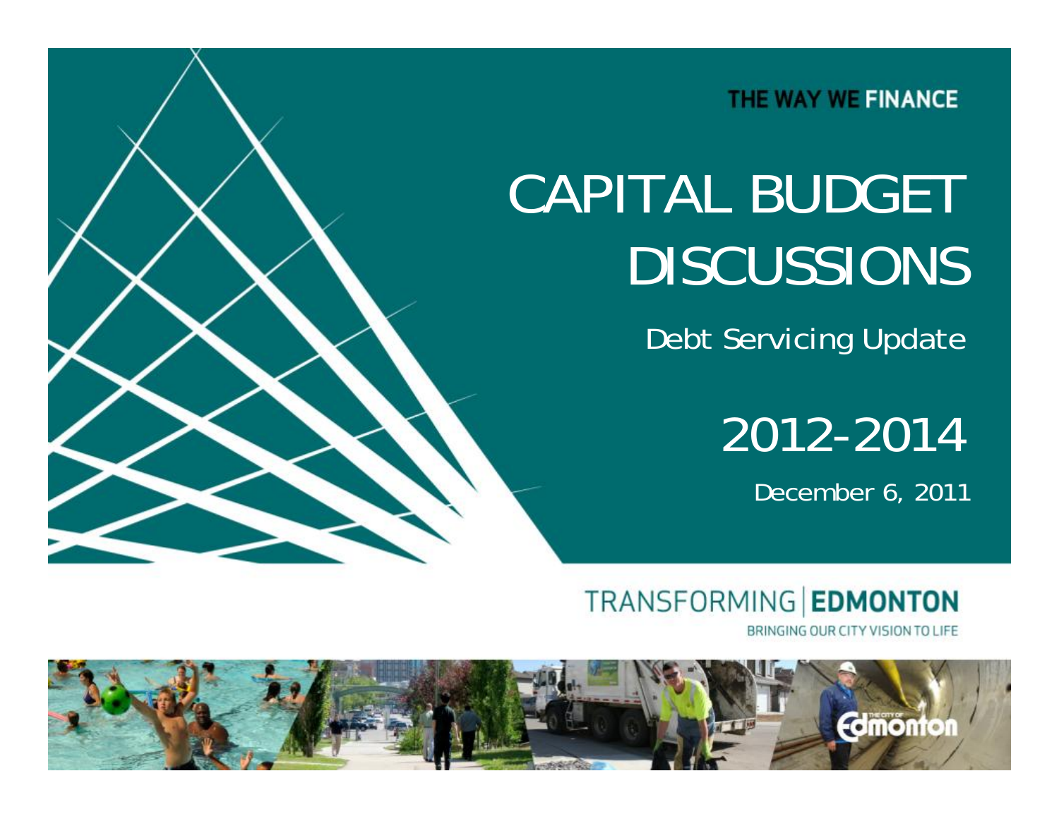THE WAY WE FINANCE

# CAPITAL BUDGET DISCUSSIONS

## Debt Servicing Update

## 2012-2014

December 6, 2011

TRANSFORMING | EDMONTON

BRINGING OUR CITY VISION TO LIFE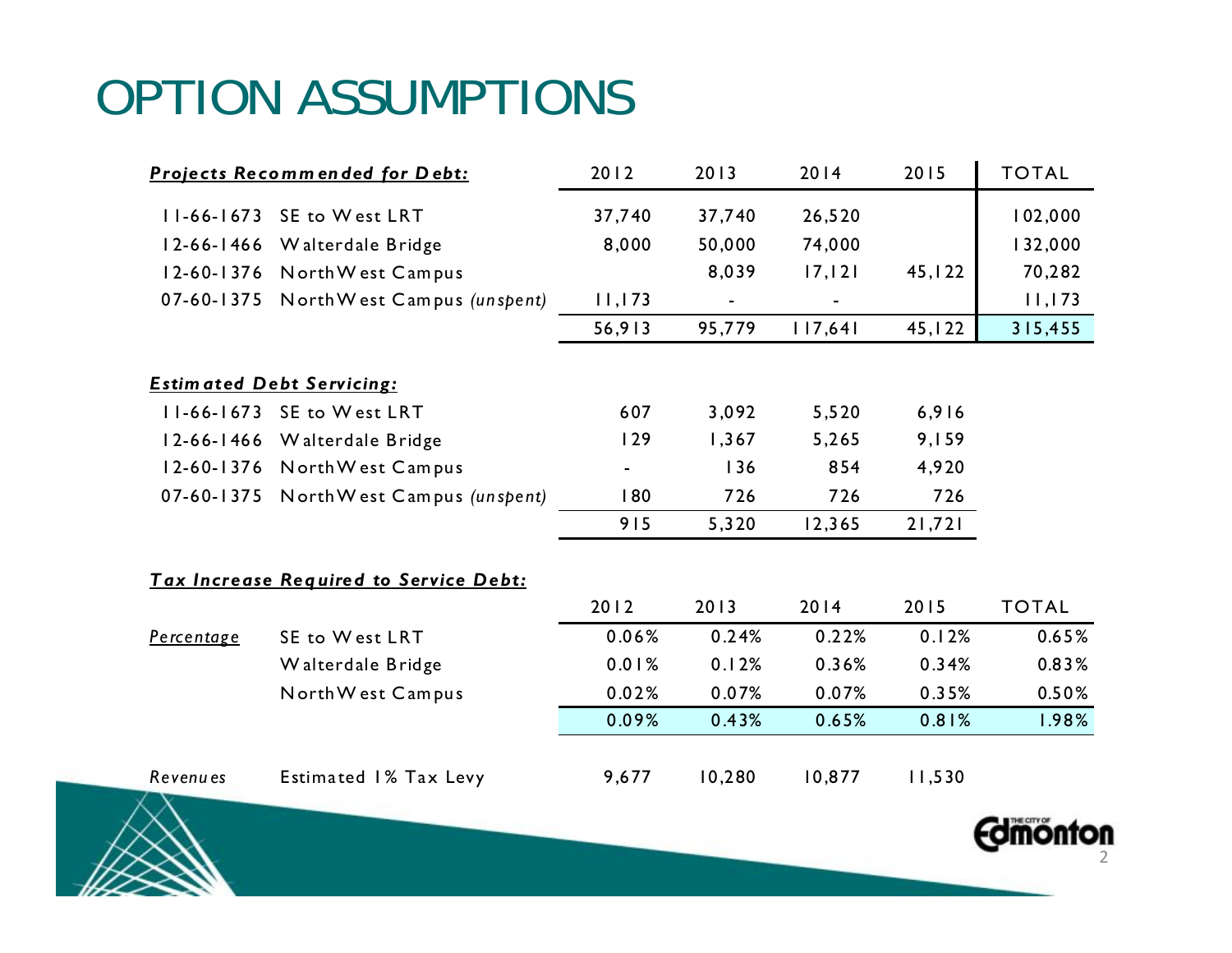# OPTION ASSUMPTIONS

| ***Projects Recommended for Debt:*** | | 2012 | 2013 | 2014 | 2015 | TOTAL |
|---|---|---|---|---|---|---|
| 11-66-1673 | SE to West LRT | 37,740 | 37,740 | 26,520 | | 102,000 |
| 12-66-1466 | Walterdale Bridge | 8,000 | 50,000 | 74,000 | | 132,000 |
| 12-60-1376 | NorthWest Campus | | 8,039 | 17,121 | 45,122 | 70,282 |
| 07-60-1375 | NorthWest Campus *(unspent)* | 11,173 | - | - | | 11,173 |
| | | 56,913 | 95,779 | 117,641 | 45,122 | 315,455 |

| ***Estimated Debt Servicing:*** | | 2012 | 2013 | 2014 | 2015 |
|---|---|---|---|---|---|
| 11-66-1673 | SE to West LRT | 607 | 3,092 | 5,520 | 6,916 |
| 12-66-1466 | Walterdale Bridge | 129 | 1,367 | 5,265 | 9,159 |
| 12-60-1376 | NorthWest Campus | - | 136 | 854 | 4,920 |
| 07-60-1375 | NorthWest Campus *(unspent)* | 180 | 726 | 726 | 726 |
| | | 915 | 5,320 | 12,365 | 21,721 |

***Tax Increase Required to Service Debt:***

| | | 2012 | 2013 | 2014 | 2015 | TOTAL |
|---|---|---|---|---|---|---|
| *Percentage* | SE to West LRT | 0.06% | 0.24% | 0.22% | 0.12% | 0.65% |
| | Walterdale Bridge | 0.01% | 0.12% | 0.36% | 0.34% | 0.83% |
| | NorthWest Campus | 0.02% | 0.07% | 0.07% | 0.35% | 0.50% |
| | | 0.09% | 0.43% | 0.65% | 0.81% | 1.98% |
| *Revenues* | Estimated 1% Tax Levy | 9,677 | 10,280 | 10,877 | 11,530 | |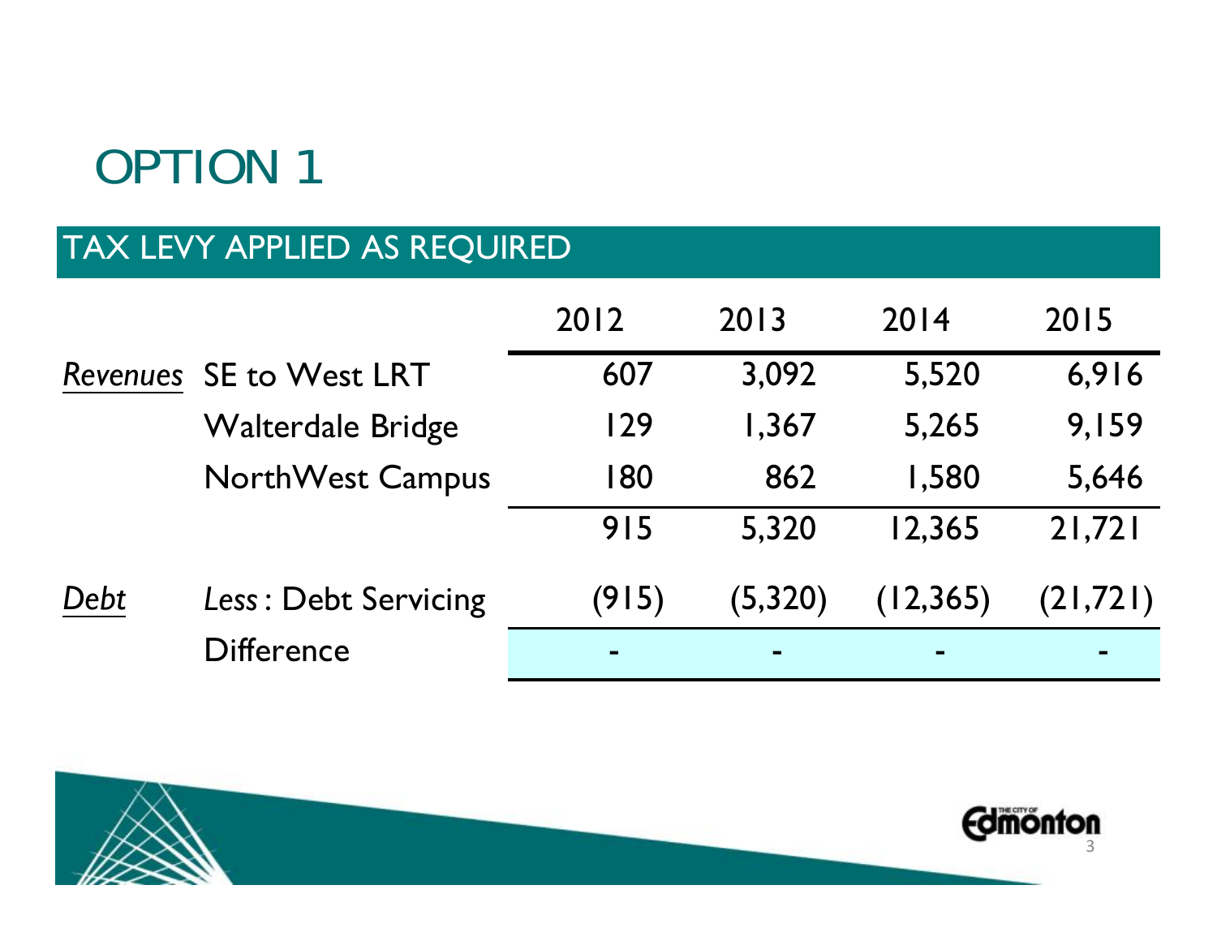# OPTION 1

## TAX LEVY APPLIED AS REQUIRED

| | | 2012 | 2013 | 2014 | 2015 |
|---|---|---|---|---|---|
| *Revenues* | SE to West LRT | 607 | 3,092 | 5,520 | 6,916 |
| | Walterdale Bridge | 129 | 1,367 | 5,265 | 9,159 |
| | NorthWest Campus | 180 | 862 | 1,580 | 5,646 |
| | | 915 | 5,320 | 12,365 | 21,721 |
| *Debt* | *Less* : Debt Servicing | (915) | (5,320) | (12,365) | (21,721) |
| | Difference | - | - | - | - |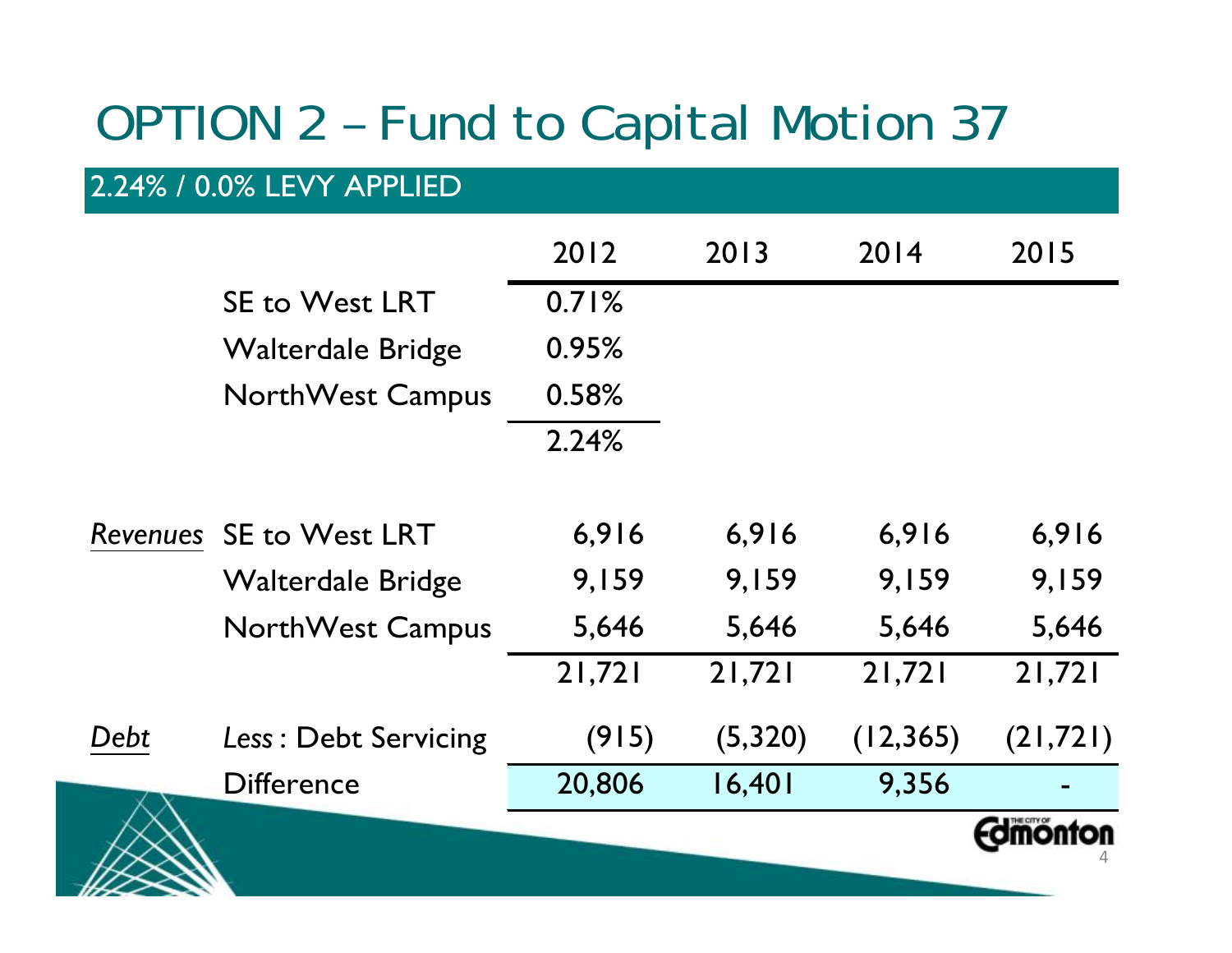# OPTION 2 – Fund to Capital Motion 37

## 2.24% / 0.0% LEVY APPLIED

| | | 2012 | 2013 | 2014 | 2015 |
|---|---|---|---|---|---|
| | SE to West LRT | 0.71% | | | |
| | Walterdale Bridge | 0.95% | | | |
| | NorthWest Campus | 0.58% | | | |
| | | 2.24% | | | |
| *Revenues* | SE to West LRT | 6,916 | 6,916 | 6,916 | 6,916 |
| | Walterdale Bridge | 9,159 | 9,159 | 9,159 | 9,159 |
| | NorthWest Campus | 5,646 | 5,646 | 5,646 | 5,646 |
| | | 21,721 | 21,721 | 21,721 | 21,721 |
| *Debt* | *Less* : Debt Servicing | (915) | (5,320) | (12,365) | (21,721) |
| | Difference | 20,806 | 16,401 | 9,356 | - |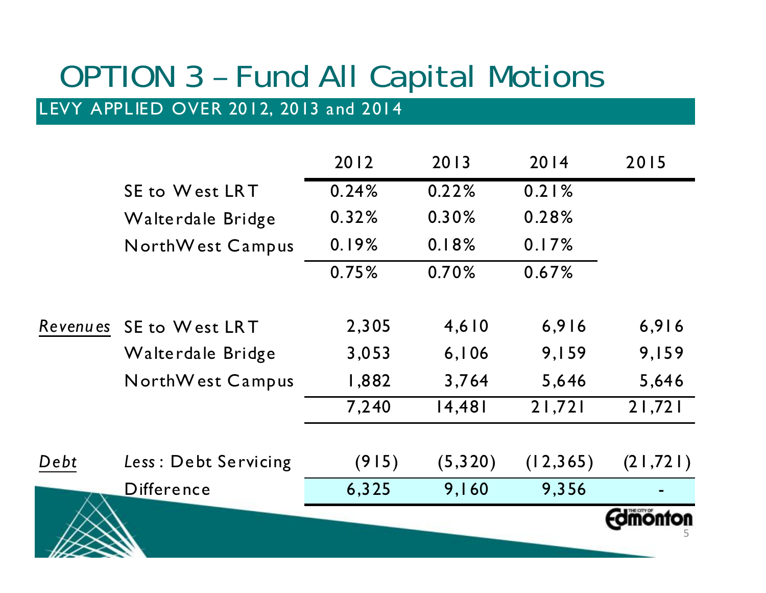# OPTION 3 – Fund All Capital Motions

## LEVY APPLIED OVER 2012, 2013 and 2014

| | | 2012 | 2013 | 2014 | 2015 |
|---|---|---|---|---|---|
| | SE to West LRT | 0.24% | 0.22% | 0.21% | |
| | Walterdale Bridge | 0.32% | 0.30% | 0.28% | |
| | NorthWest Campus | 0.19% | 0.18% | 0.17% | |
| | | 0.75% | 0.70% | 0.67% | |
| *Revenues* | SE to West LRT | 2,305 | 4,610 | 6,916 | 6,916 |
| | Walterdale Bridge | 3,053 | 6,106 | 9,159 | 9,159 |
| | NorthWest Campus | 1,882 | 3,764 | 5,646 | 5,646 |
| | | 7,240 | 14,481 | 21,721 | 21,721 |
| *Debt* | *Less*: Debt Servicing | (915) | (5,320) | (12,365) | (21,721) |
| | Difference | 6,325 | 9,160 | 9,356 | - |